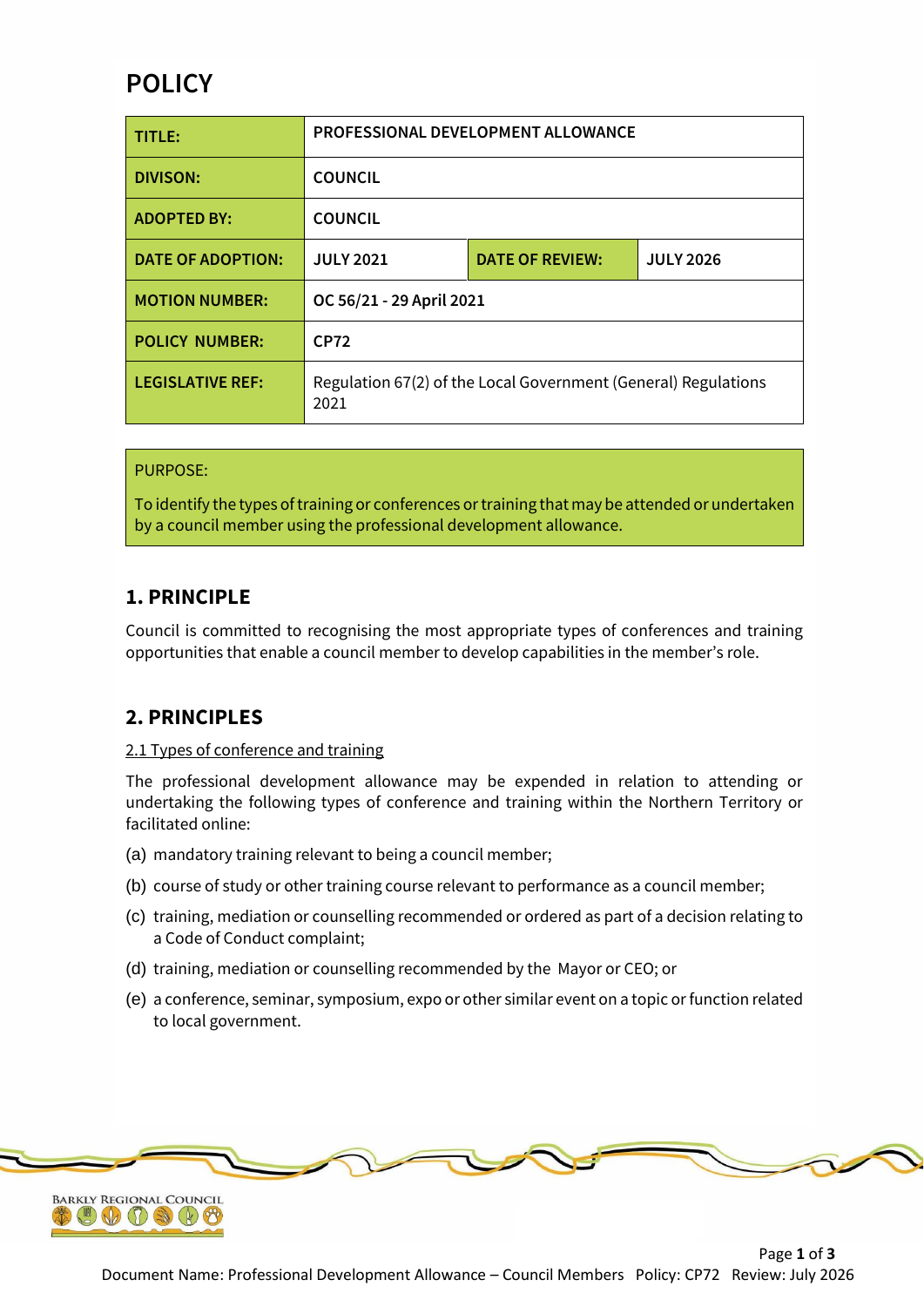# POLICY

| TITLE: | PROFESSIONAL DEVELOPMENT ALLOWANCE | | |
|---|---|---|---|
| DIVISON: | COUNCIL | | |
| ADOPTED BY: | COUNCIL | | |
| DATE OF ADOPTION: | JULY 2021 | DATE OF REVIEW: | JULY 2026 |
| MOTION NUMBER: | OC 56/21 - 29 April 2021 | | |
| POLICY NUMBER: | CP72 | | |
| LEGISLATIVE REF: | Regulation 67(2) of the Local Government (General) Regulations 2021 | | |

PURPOSE:

To identify the types of training or conferences or training that may be attended or undertaken by a council member using the professional development allowance.

## 1. PRINCIPLE

Council is committed to recognising the most appropriate types of conferences and training opportunities that enable a council member to develop capabilities in the member's role.

## 2. PRINCIPLES

2.1 Types of conference and training

The professional development allowance may be expended in relation to attending or undertaking the following types of conference and training within the Northern Territory or facilitated online:

(a) mandatory training relevant to being a council member;

(b) course of study or other training course relevant to performance as a council member;

(c) training, mediation or counselling recommended or ordered as part of a decision relating to a Code of Conduct complaint;

(d) training, mediation or counselling recommended by the Mayor or CEO; or

(e) a conference, seminar, symposium, expo or other similar event on a topic or function related to local government.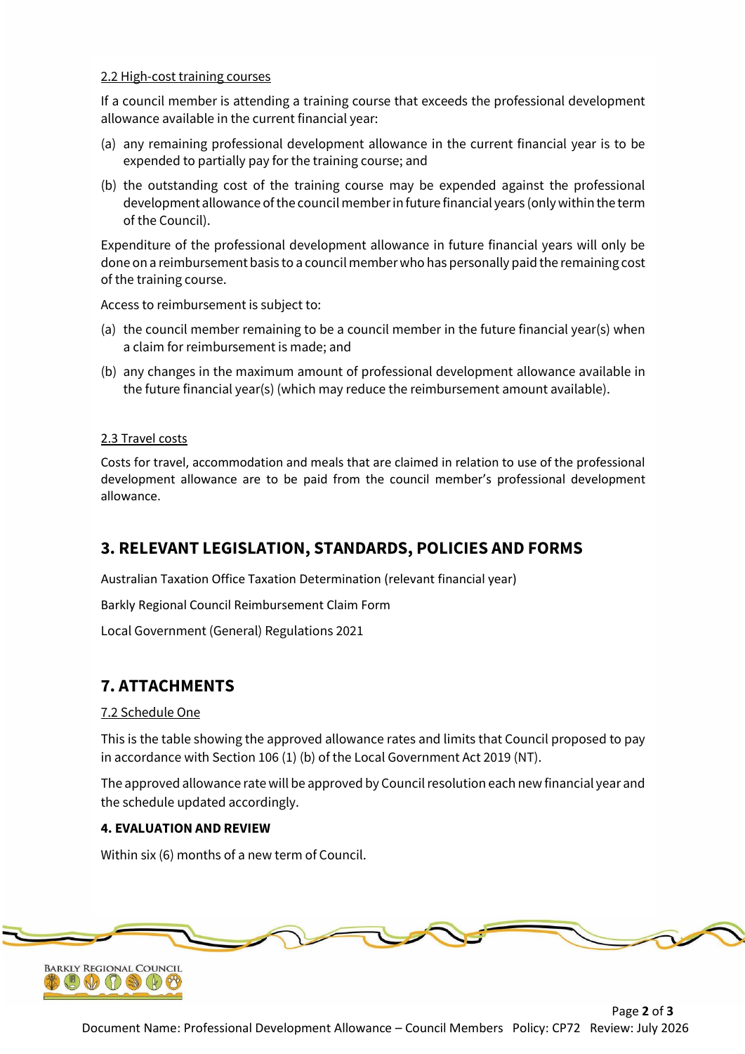2.2 High-cost training courses

If a council member is attending a training course that exceeds the professional development allowance available in the current financial year:

(a) any remaining professional development allowance in the current financial year is to be expended to partially pay for the training course; and

(b) the outstanding cost of the training course may be expended against the professional development allowance of the council member in future financial years (only within the term of the Council).

Expenditure of the professional development allowance in future financial years will only be done on a reimbursement basis to a council member who has personally paid the remaining cost of the training course.

Access to reimbursement is subject to:

(a) the council member remaining to be a council member in the future financial year(s) when a claim for reimbursement is made; and

(b) any changes in the maximum amount of professional development allowance available in the future financial year(s) (which may reduce the reimbursement amount available).

2.3 Travel costs

Costs for travel, accommodation and meals that are claimed in relation to use of the professional development allowance are to be paid from the council member's professional development allowance.

## 3. RELEVANT LEGISLATION, STANDARDS, POLICIES AND FORMS

Australian Taxation Office Taxation Determination (relevant financial year)

Barkly Regional Council Reimbursement Claim Form

Local Government (General) Regulations 2021

## 7. ATTACHMENTS

7.2 Schedule One

This is the table showing the approved allowance rates and limits that Council proposed to pay in accordance with Section 106 (1) (b) of the Local Government Act 2019 (NT).

The approved allowance rate will be approved by Council resolution each new financial year and the schedule updated accordingly.

**4. EVALUATION AND REVIEW**

Within six (6) months of a new term of Council.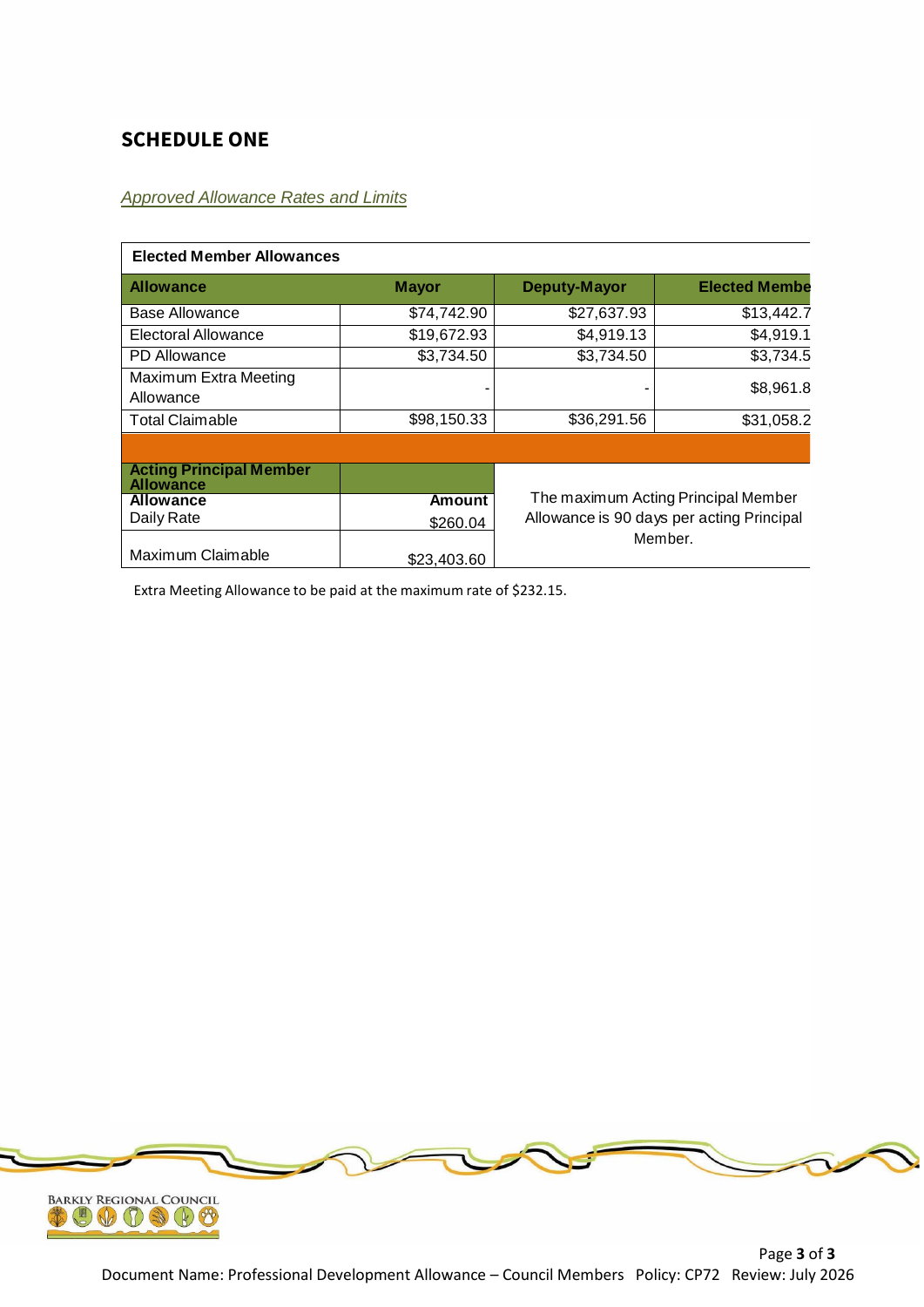## SCHEDULE ONE

*Approved Allowance Rates and Limits*

| Elected Member Allowances | | | |
|---|---|---|---|
| **Allowance** | **Mayor** | **Deputy-Mayor** | **Elected Membe** |
| Base Allowance | $74,742.90 | $27,637.93 | $13,442.7 |
| Electoral Allowance | $19,672.93 | $4,919.13 | $4,919.1 |
| PD Allowance | $3,734.50 | $3,734.50 | $3,734.5 |
| Maximum Extra Meeting Allowance | - | - | $8,961.8 |
| Total Claimable | $98,150.33 | $36,291.56 | $31,058.2 |

| Acting Principal Member Allowance | | |
|---|---|---|
| **Allowance** | **Amount** | The maximum Acting Principal Member Allowance is 90 days per acting Principal Member. |
| Daily Rate | $260.04 | |
| Maximum Claimable | $23,403.60 | |

Extra Meeting Allowance to be paid at the maximum rate of $232.15.